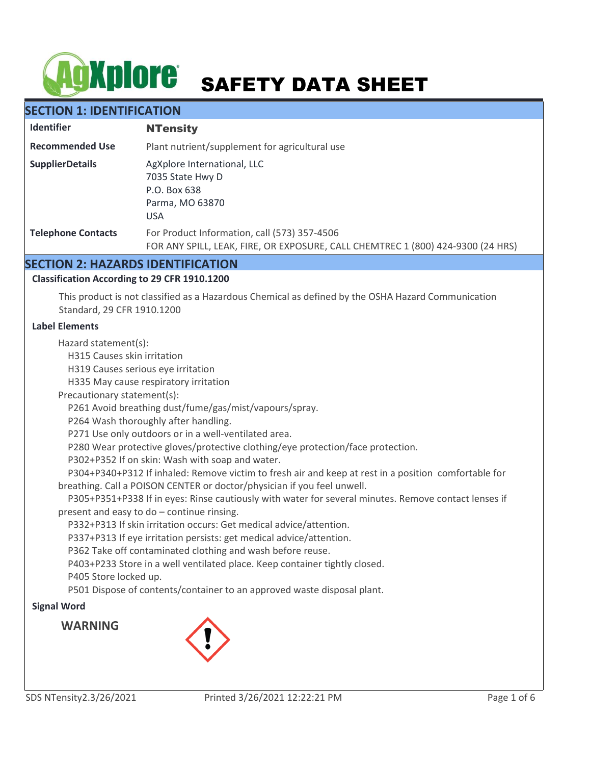# SAFETY DATA SHEET

## SECTION 1: IDENTIFICATION

| | |
|---|---|
| **Identifier** | **NTensity** |
| **Recommended Use** | Plant nutrient/supplement for agricultural use |
| **SupplierDetails** | AgXplore International, LLC<br>7035 State Hwy D<br>P.O. Box 638<br>Parma, MO 63870<br>USA |
| **Telephone Contacts** | For Product Information, call (573) 357-4506<br>FOR ANY SPILL, LEAK, FIRE, OR EXPOSURE, CALL CHEMTREC 1 (800) 424-9300 (24 HRS) |

## SECTION 2: HAZARDS IDENTIFICATION

### Classification According to 29 CFR 1910.1200

This product is not classified as a Hazardous Chemical as defined by the OSHA Hazard Communication Standard, 29 CFR 1910.1200

### Label Elements

Hazard statement(s):
- H315 Causes skin irritation
- H319 Causes serious eye irritation
- H335 May cause respiratory irritation

Precautionary statement(s):
- P261 Avoid breathing dust/fume/gas/mist/vapours/spray.
- P264 Wash thoroughly after handling.
- P271 Use only outdoors or in a well-ventilated area.
- P280 Wear protective gloves/protective clothing/eye protection/face protection.
- P302+P352 If on skin: Wash with soap and water.
- P304+P340+P312 If inhaled: Remove victim to fresh air and keep at rest in a position comfortable for breathing. Call a POISON CENTER or doctor/physician if you feel unwell.
- P305+P351+P338 If in eyes: Rinse cautiously with water for several minutes. Remove contact lenses if present and easy to do – continue rinsing.
- P332+P313 If skin irritation occurs: Get medical advice/attention.
- P337+P313 If eye irritation persists: get medical advice/attention.
- P362 Take off contaminated clothing and wash before reuse.
- P403+P233 Store in a well ventilated place. Keep container tightly closed.
- P405 Store locked up.
- P501 Dispose of contents/container to an approved waste disposal plant.

### Signal Word

**WARNING**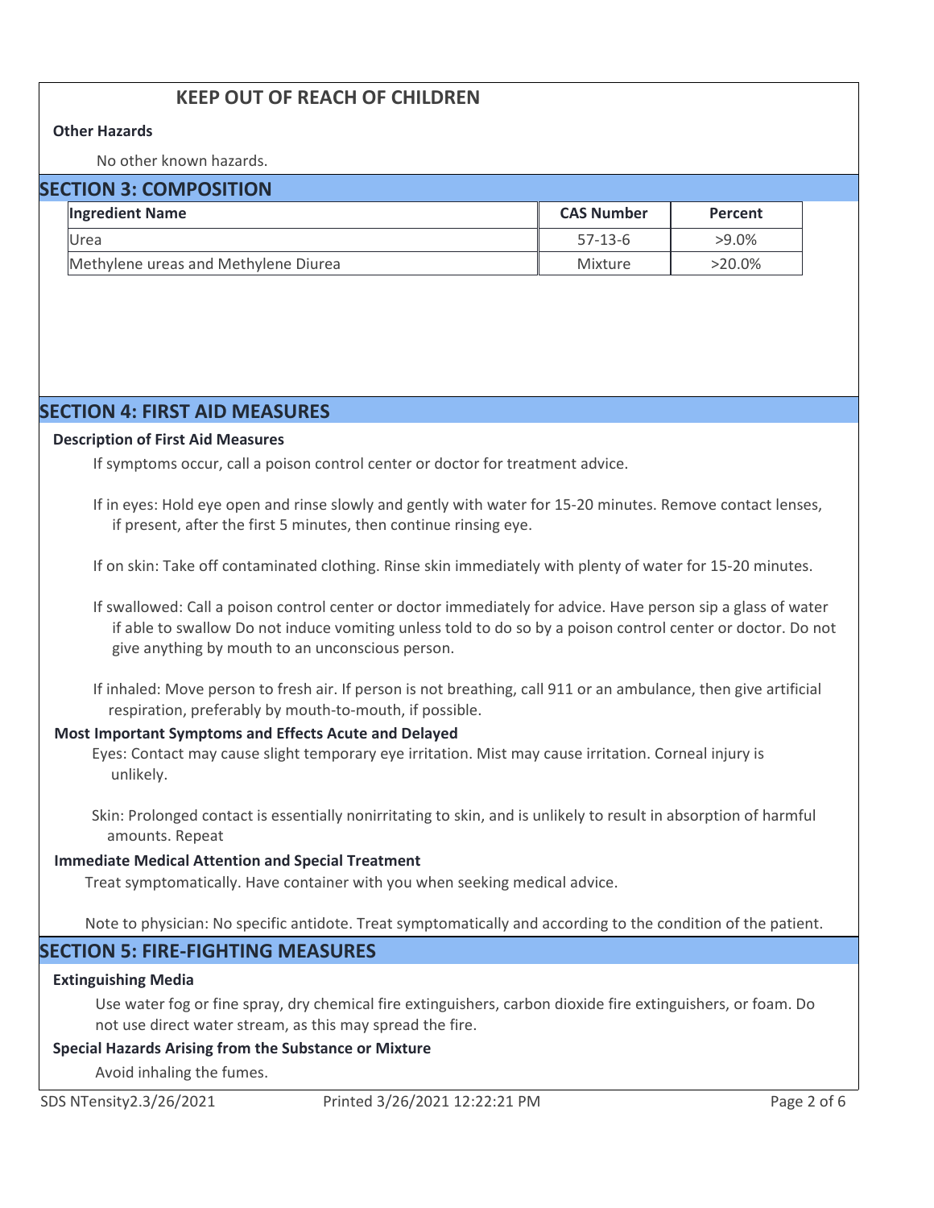**KEEP OUT OF REACH OF CHILDREN**

**Other Hazards**

No other known hazards.

## SECTION 3: COMPOSITION

| Ingredient Name | CAS Number | Percent |
|---|---|---|
| Urea | 57-13-6 | >9.0% |
| Methylene ureas and Methylene Diurea | Mixture | >20.0% |

## SECTION 4: FIRST AID MEASURES

**Description of First Aid Measures**

If symptoms occur, call a poison control center or doctor for treatment advice.

If in eyes: Hold eye open and rinse slowly and gently with water for 15-20 minutes. Remove contact lenses, if present, after the first 5 minutes, then continue rinsing eye.

If on skin: Take off contaminated clothing. Rinse skin immediately with plenty of water for 15-20 minutes.

If swallowed: Call a poison control center or doctor immediately for advice. Have person sip a glass of water if able to swallow Do not induce vomiting unless told to do so by a poison control center or doctor. Do not give anything by mouth to an unconscious person.

If inhaled: Move person to fresh air. If person is not breathing, call 911 or an ambulance, then give artificial respiration, preferably by mouth-to-mouth, if possible.

**Most Important Symptoms and Effects Acute and Delayed**

Eyes: Contact may cause slight temporary eye irritation. Mist may cause irritation. Corneal injury is unlikely.

Skin: Prolonged contact is essentially nonirritating to skin, and is unlikely to result in absorption of harmful amounts. Repeat

**Immediate Medical Attention and Special Treatment**

Treat symptomatically. Have container with you when seeking medical advice.

Note to physician: No specific antidote. Treat symptomatically and according to the condition of the patient.

## SECTION 5: FIRE-FIGHTING MEASURES

**Extinguishing Media**

Use water fog or fine spray, dry chemical fire extinguishers, carbon dioxide fire extinguishers, or foam. Do not use direct water stream, as this may spread the fire.

**Special Hazards Arising from the Substance or Mixture**

Avoid inhaling the fumes.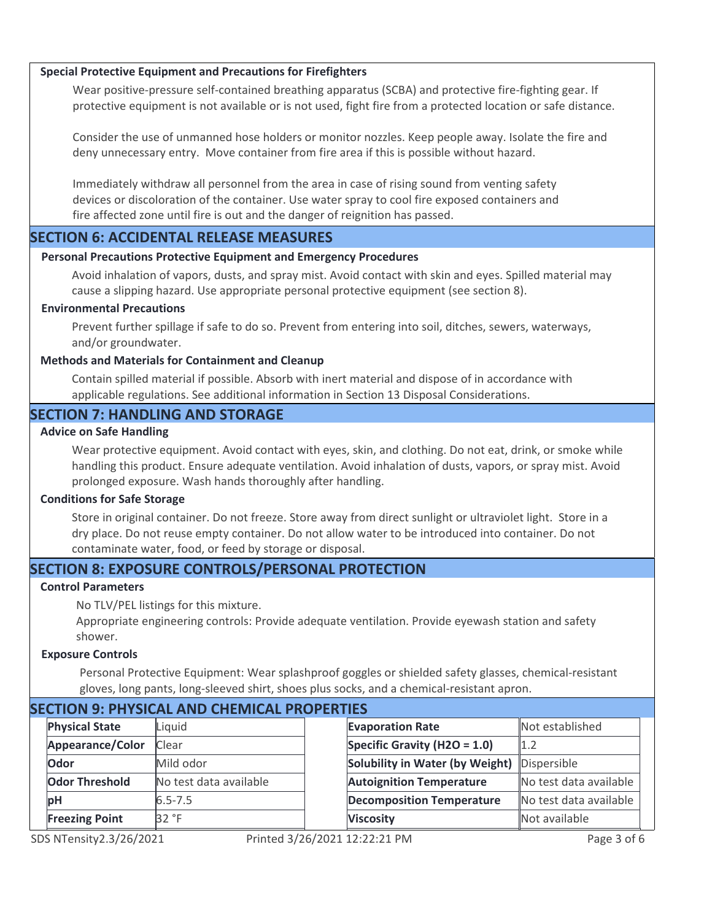### Special Protective Equipment and Precautions for Firefighters

Wear positive-pressure self-contained breathing apparatus (SCBA) and protective fire-fighting gear. If protective equipment is not available or is not used, fight fire from a protected location or safe distance.

Consider the use of unmanned hose holders or monitor nozzles. Keep people away. Isolate the fire and deny unnecessary entry. Move container from fire area if this is possible without hazard.

Immediately withdraw all personnel from the area in case of rising sound from venting safety devices or discoloration of the container. Use water spray to cool fire exposed containers and fire affected zone until fire is out and the danger of reignition has passed.

## SECTION 6: ACCIDENTAL RELEASE MEASURES

### Personal Precautions Protective Equipment and Emergency Procedures

Avoid inhalation of vapors, dusts, and spray mist. Avoid contact with skin and eyes. Spilled material may cause a slipping hazard. Use appropriate personal protective equipment (see section 8).

### Environmental Precautions

Prevent further spillage if safe to do so. Prevent from entering into soil, ditches, sewers, waterways, and/or groundwater.

### Methods and Materials for Containment and Cleanup

Contain spilled material if possible. Absorb with inert material and dispose of in accordance with applicable regulations. See additional information in Section 13 Disposal Considerations.

## SECTION 7: HANDLING AND STORAGE

### Advice on Safe Handling

Wear protective equipment. Avoid contact with eyes, skin, and clothing. Do not eat, drink, or smoke while handling this product. Ensure adequate ventilation. Avoid inhalation of dusts, vapors, or spray mist. Avoid prolonged exposure. Wash hands thoroughly after handling.

### Conditions for Safe Storage

Store in original container. Do not freeze. Store away from direct sunlight or ultraviolet light. Store in a dry place. Do not reuse empty container. Do not allow water to be introduced into container. Do not contaminate water, food, or feed by storage or disposal.

## SECTION 8: EXPOSURE CONTROLS/PERSONAL PROTECTION

### Control Parameters

No TLV/PEL listings for this mixture.
Appropriate engineering controls: Provide adequate ventilation. Provide eyewash station and safety shower.

### Exposure Controls

Personal Protective Equipment: Wear splashproof goggles or shielded safety glasses, chemical-resistant gloves, long pants, long-sleeved shirt, shoes plus socks, and a chemical-resistant apron.

## SECTION 9: PHYSICAL AND CHEMICAL PROPERTIES

| Property | Value | Property | Value |
|---|---|---|---|
| **Physical State** | Liquid | **Evaporation Rate** | Not established |
| **Appearance/Color** | Clear | **Specific Gravity ($H_2O$ = 1.0)** | 1.2 |
| **Odor** | Mild odor | **Solubility in Water (by Weight)** | Dispersible |
| **Odor Threshold** | No test data available | **Autoignition Temperature** | No test data available |
| **pH** | 6.5-7.5 | **Decomposition Temperature** | No test data available |
| **Freezing Point** | 32 °F | **Viscosity** | Not available |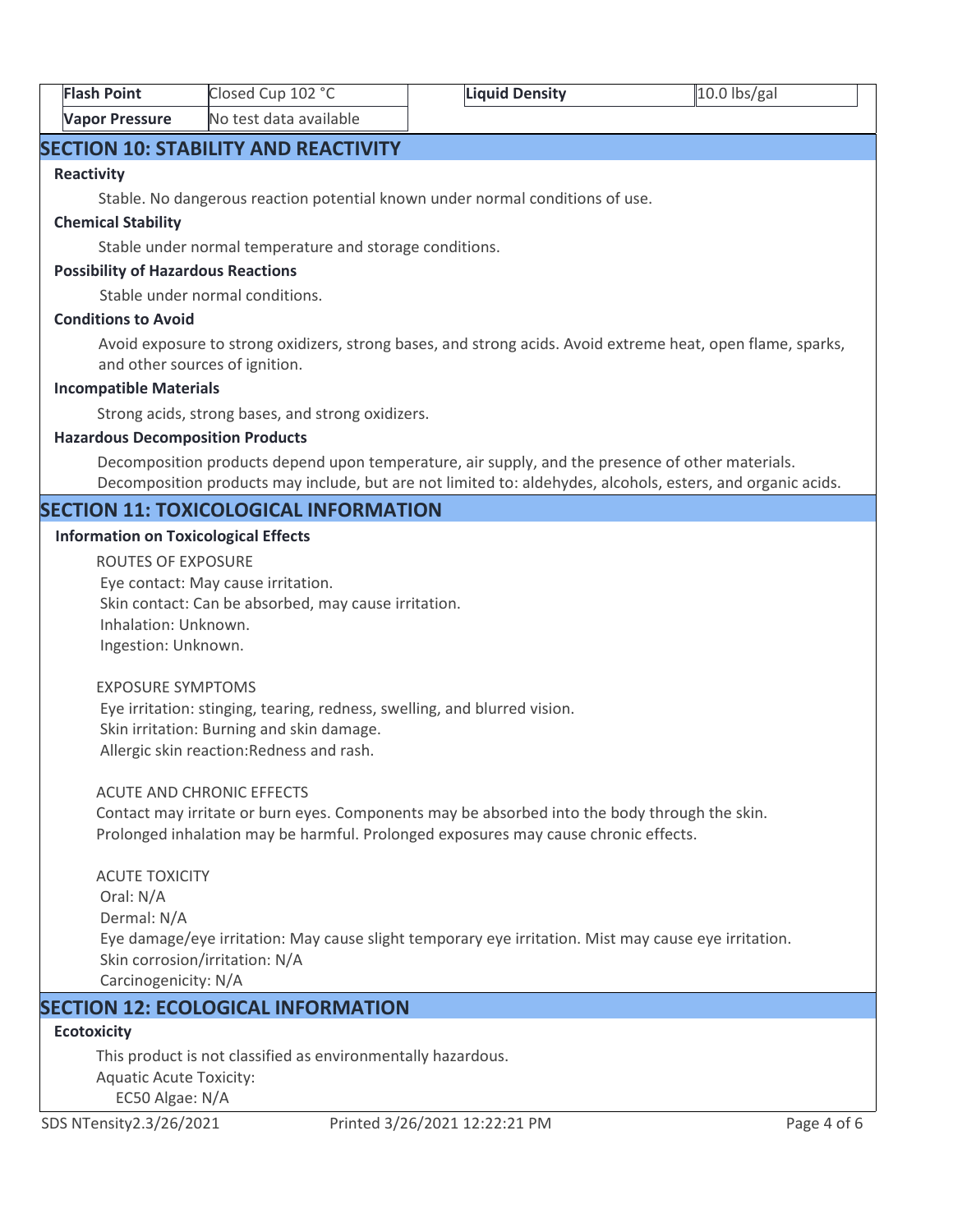| Flash Point | Closed Cup 102 °C | Liquid Density | 10.0 lbs/gal |
|---|---|---|---|
| Vapor Pressure | No test data available | | |

## SECTION 10: STABILITY AND REACTIVITY

**Reactivity**

Stable. No dangerous reaction potential known under normal conditions of use.

**Chemical Stability**

Stable under normal temperature and storage conditions.

**Possibility of Hazardous Reactions**

Stable under normal conditions.

**Conditions to Avoid**

Avoid exposure to strong oxidizers, strong bases, and strong acids. Avoid extreme heat, open flame, sparks, and other sources of ignition.

**Incompatible Materials**

Strong acids, strong bases, and strong oxidizers.

**Hazardous Decomposition Products**

Decomposition products depend upon temperature, air supply, and the presence of other materials. Decomposition products may include, but are not limited to: aldehydes, alcohols, esters, and organic acids.

## SECTION 11: TOXICOLOGICAL INFORMATION

**Information on Toxicological Effects**

ROUTES OF EXPOSURE
Eye contact: May cause irritation.
Skin contact: Can be absorbed, may cause irritation.
Inhalation: Unknown.
Ingestion: Unknown.

EXPOSURE SYMPTOMS
Eye irritation: stinging, tearing, redness, swelling, and blurred vision.
Skin irritation: Burning and skin damage.
Allergic skin reaction:Redness and rash.

ACUTE AND CHRONIC EFFECTS
Contact may irritate or burn eyes. Components may be absorbed into the body through the skin.
Prolonged inhalation may be harmful. Prolonged exposures may cause chronic effects.

ACUTE TOXICITY
Oral: N/A
Dermal: N/A
Eye damage/eye irritation: May cause slight temporary eye irritation. Mist may cause eye irritation.
Skin corrosion/irritation: N/A
Carcinogenicity: N/A

## SECTION 12: ECOLOGICAL INFORMATION

**Ecotoxicity**

This product is not classified as environmentally hazardous.
Aquatic Acute Toxicity:
EC50 Algae: N/A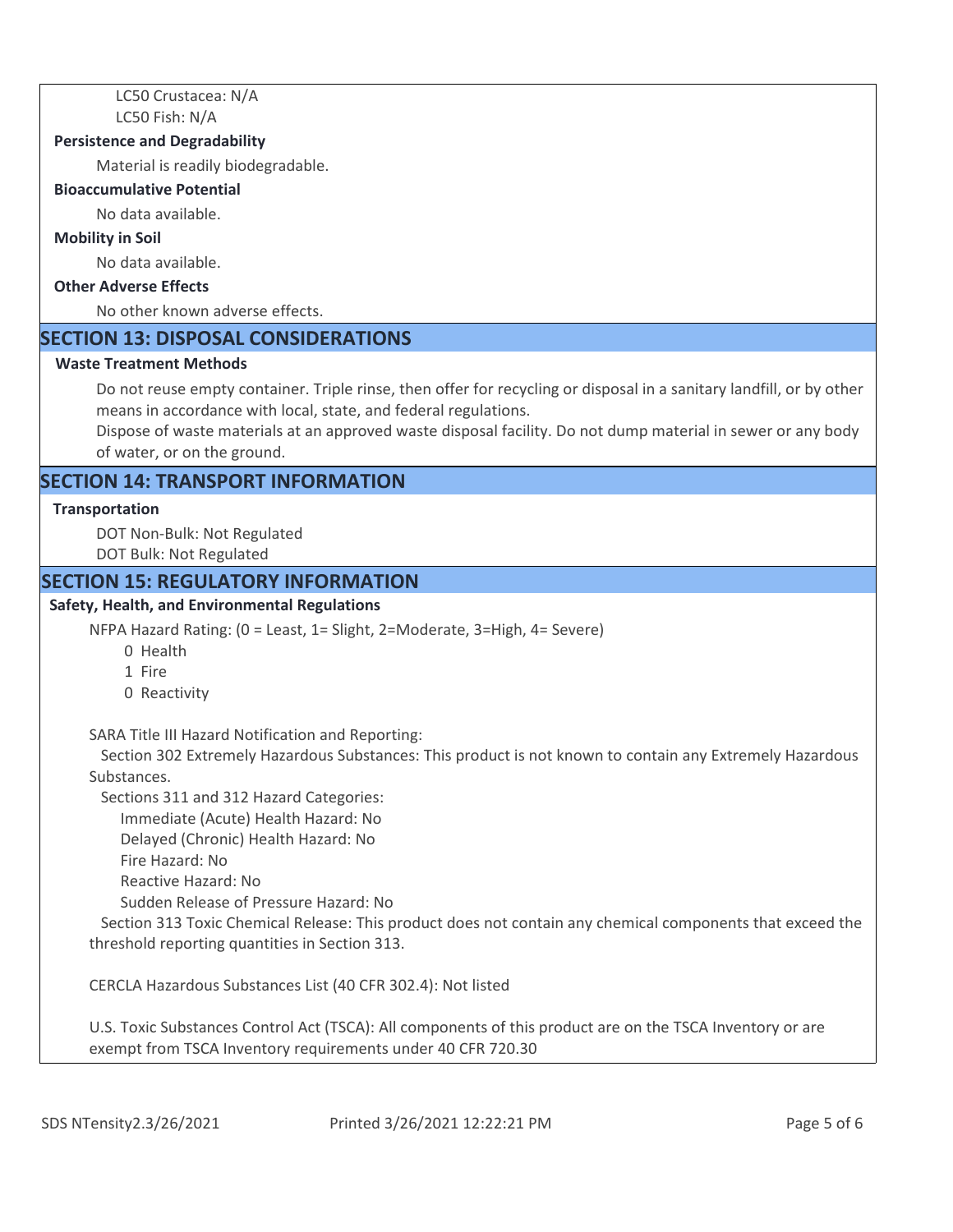LC50 Crustacea: N/A

LC50 Fish: N/A

**Persistence and Degradability**

Material is readily biodegradable.

**Bioaccumulative Potential**

No data available.

**Mobility in Soil**

No data available.

**Other Adverse Effects**

No other known adverse effects.

## SECTION 13: DISPOSAL CONSIDERATIONS

**Waste Treatment Methods**

Do not reuse empty container. Triple rinse, then offer for recycling or disposal in a sanitary landfill, or by other means in accordance with local, state, and federal regulations.

Dispose of waste materials at an approved waste disposal facility. Do not dump material in sewer or any body of water, or on the ground.

## SECTION 14: TRANSPORT INFORMATION

**Transportation**

DOT Non-Bulk: Not Regulated

DOT Bulk: Not Regulated

## SECTION 15: REGULATORY INFORMATION

**Safety, Health, and Environmental Regulations**

NFPA Hazard Rating: (0 = Least, 1= Slight, 2=Moderate, 3=High, 4= Severe)

- 0 Health
- 1 Fire
- 0 Reactivity

SARA Title III Hazard Notification and Reporting:

Section 302 Extremely Hazardous Substances: This product is not known to contain any Extremely Hazardous Substances.

Sections 311 and 312 Hazard Categories:

- Immediate (Acute) Health Hazard: No
- Delayed (Chronic) Health Hazard: No
- Fire Hazard: No
- Reactive Hazard: No
- Sudden Release of Pressure Hazard: No

Section 313 Toxic Chemical Release: This product does not contain any chemical components that exceed the threshold reporting quantities in Section 313.

CERCLA Hazardous Substances List (40 CFR 302.4): Not listed

U.S. Toxic Substances Control Act (TSCA): All components of this product are on the TSCA Inventory or are exempt from TSCA Inventory requirements under 40 CFR 720.30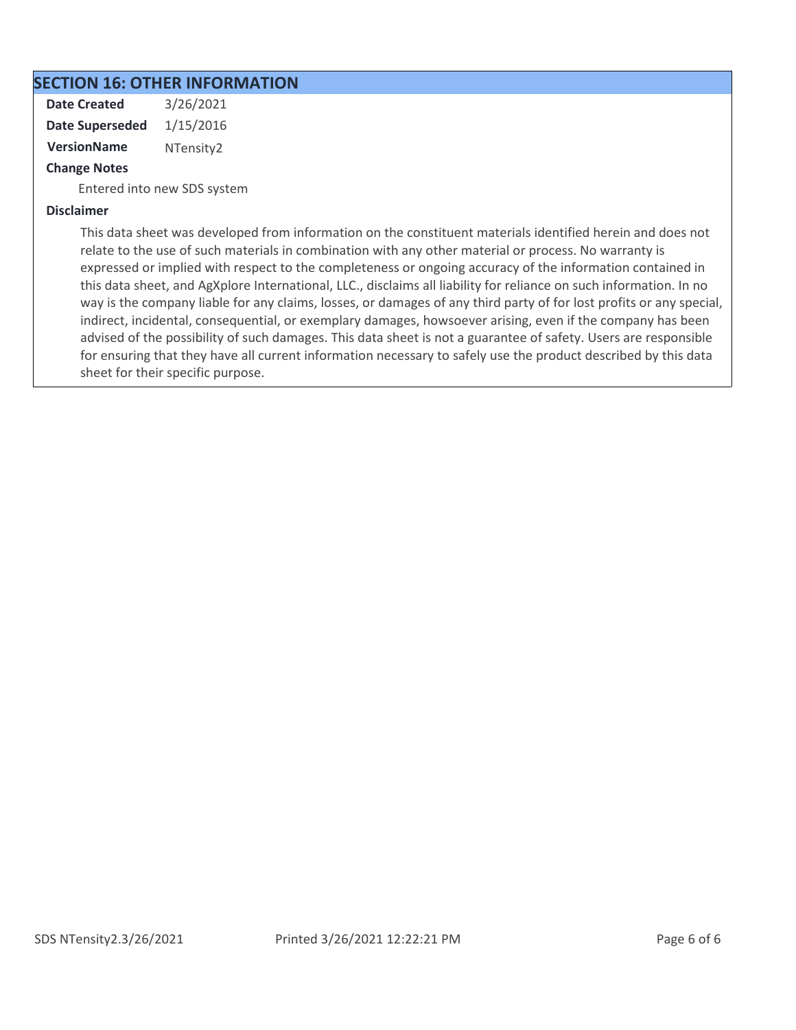## SECTION 16: OTHER INFORMATION

**Date Created** 3/26/2021

**Date Superseded** 1/15/2016

**VersionName** NTensity2

**Change Notes**

Entered into new SDS system

**Disclaimer**

This data sheet was developed from information on the constituent materials identified herein and does not relate to the use of such materials in combination with any other material or process. No warranty is expressed or implied with respect to the completeness or ongoing accuracy of the information contained in this data sheet, and AgXplore International, LLC., disclaims all liability for reliance on such information. In no way is the company liable for any claims, losses, or damages of any third party of for lost profits or any special, indirect, incidental, consequential, or exemplary damages, howsoever arising, even if the company has been advised of the possibility of such damages. This data sheet is not a guarantee of safety. Users are responsible for ensuring that they have all current information necessary to safely use the product described by this data sheet for their specific purpose.